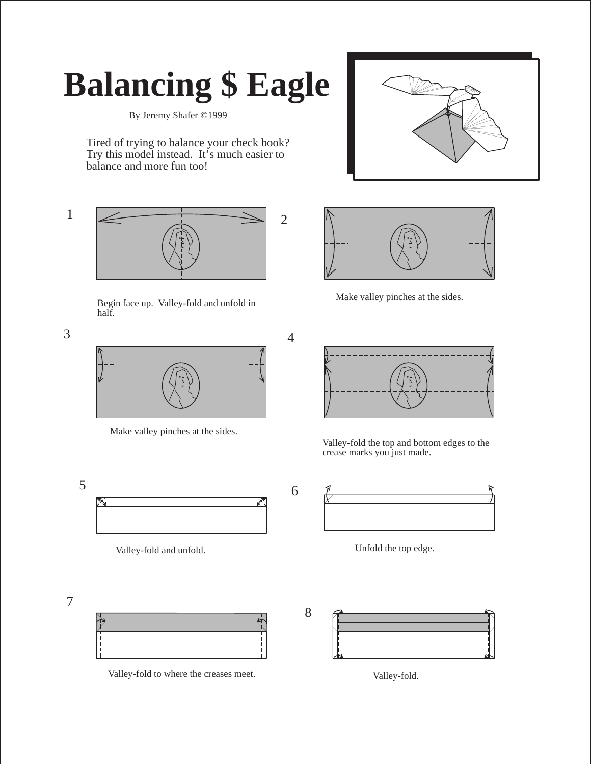# Balancing $ Eagle

By Jeremy Shafer ©1999

Tired of trying to balance your check book? Try this model instead. It's much easier to balance and more fun too!

1

Begin face up. Valley-fold and unfold in half.

2

Make valley pinches at the sides.

3

Make valley pinches at the sides.

4

Valley-fold the top and bottom edges to the crease marks you just made.

5

Valley-fold and unfold.

6

Unfold the top edge.

7

Valley-fold to where the creases meet.

8

Valley-fold.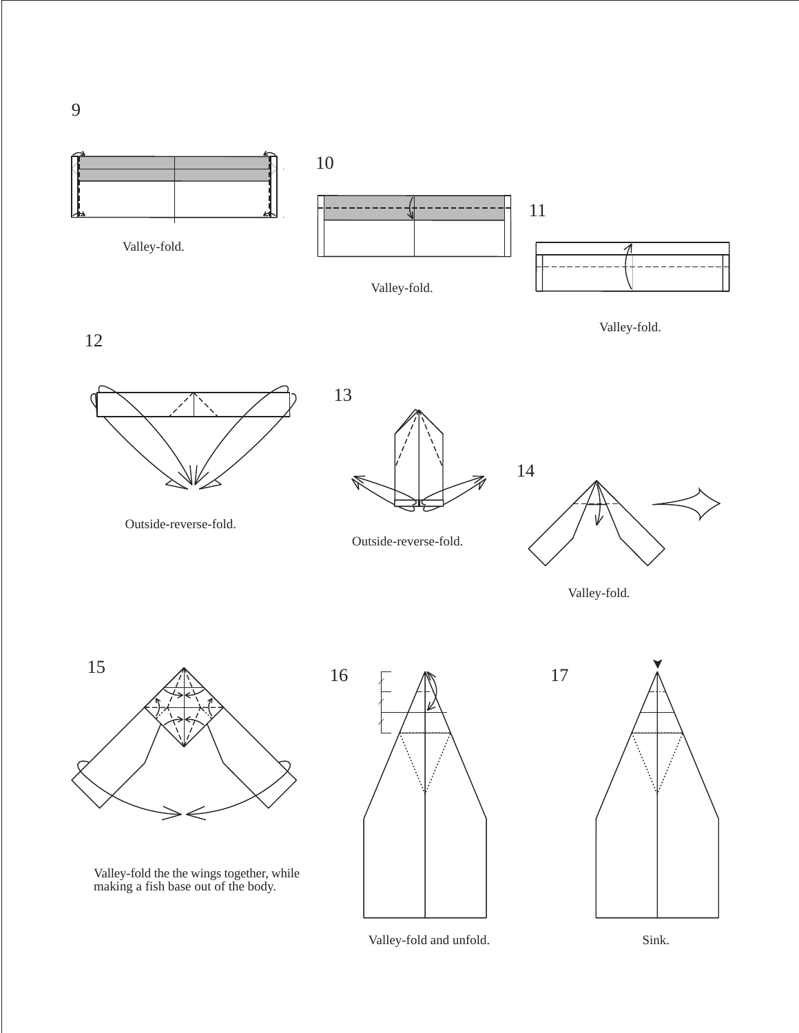9

Valley-fold.

10

Valley-fold.

11

Valley-fold.

12

Outside-reverse-fold.

13

Outside-reverse-fold.

14

Valley-fold.

15

Valley-fold the the wings together, while making a fish base out of the body.

16

Valley-fold and unfold.

17

Sink.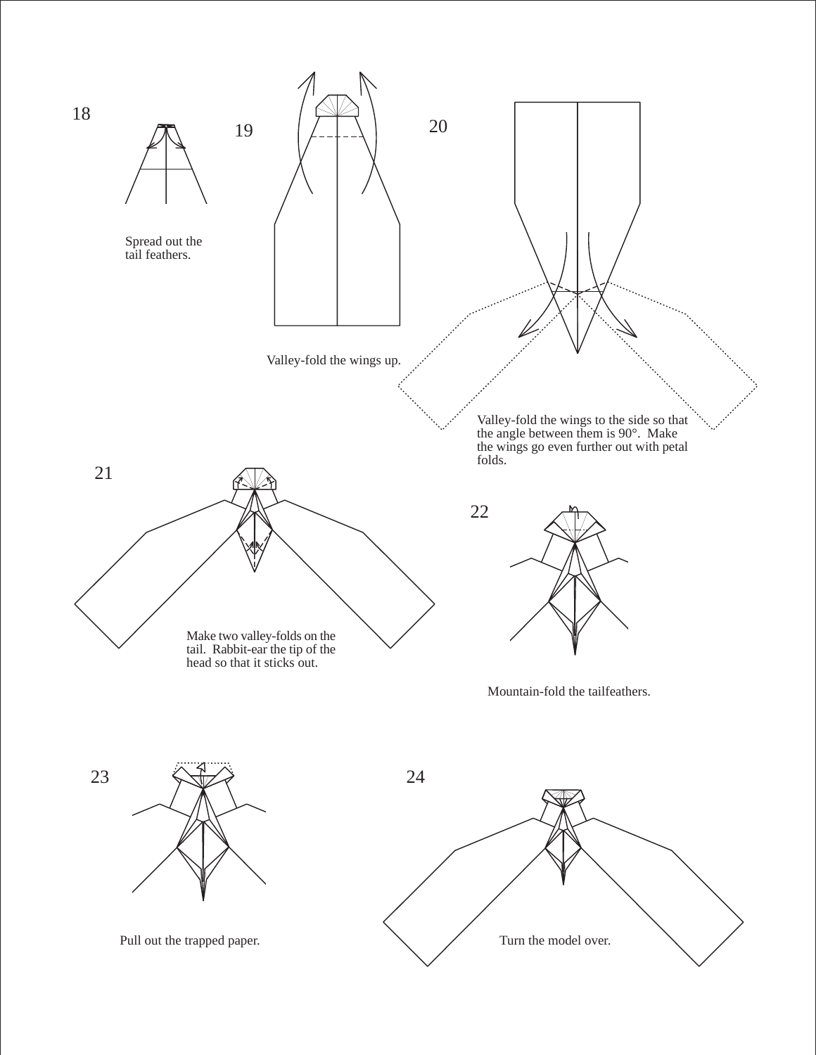18

Spread out the tail feathers.

19

Valley-fold the wings up.

20

Valley-fold the wings to the side so that the angle between them is 90°. Make the wings go even further out with petal folds.

21

Make two valley-folds on the tail. Rabbit-ear the tip of the head so that it sticks out.

22

Mountain-fold the tailfeathers.

23

Pull out the trapped paper.

24

Turn the model over.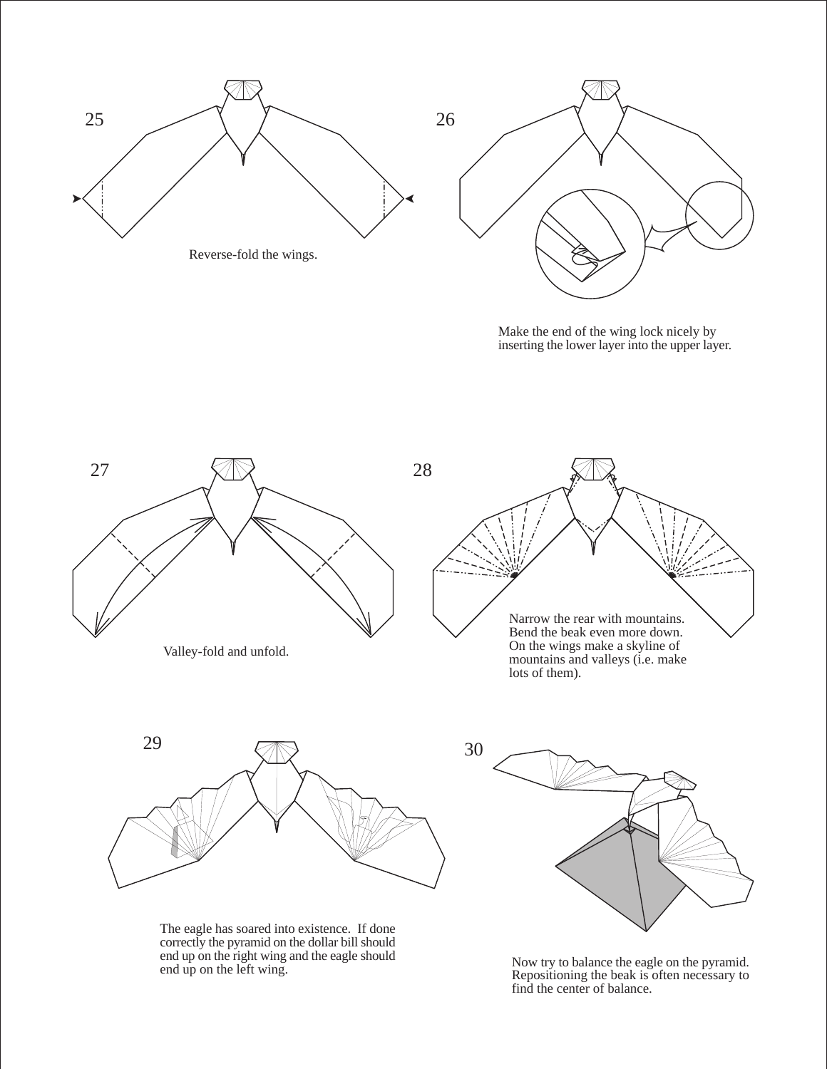25

Reverse-fold the wings.

26

Make the end of the wing lock nicely by inserting the lower layer into the upper layer.

27

Valley-fold and unfold.

28

Narrow the rear with mountains. Bend the beak even more down. On the wings make a skyline of mountains and valleys (i.e. make lots of them).

29

The eagle has soared into existence. If done correctly the pyramid on the dollar bill should end up on the right wing and the eagle should end up on the left wing.

30

Now try to balance the eagle on the pyramid. Repositioning the beak is often necessary to find the center of balance.